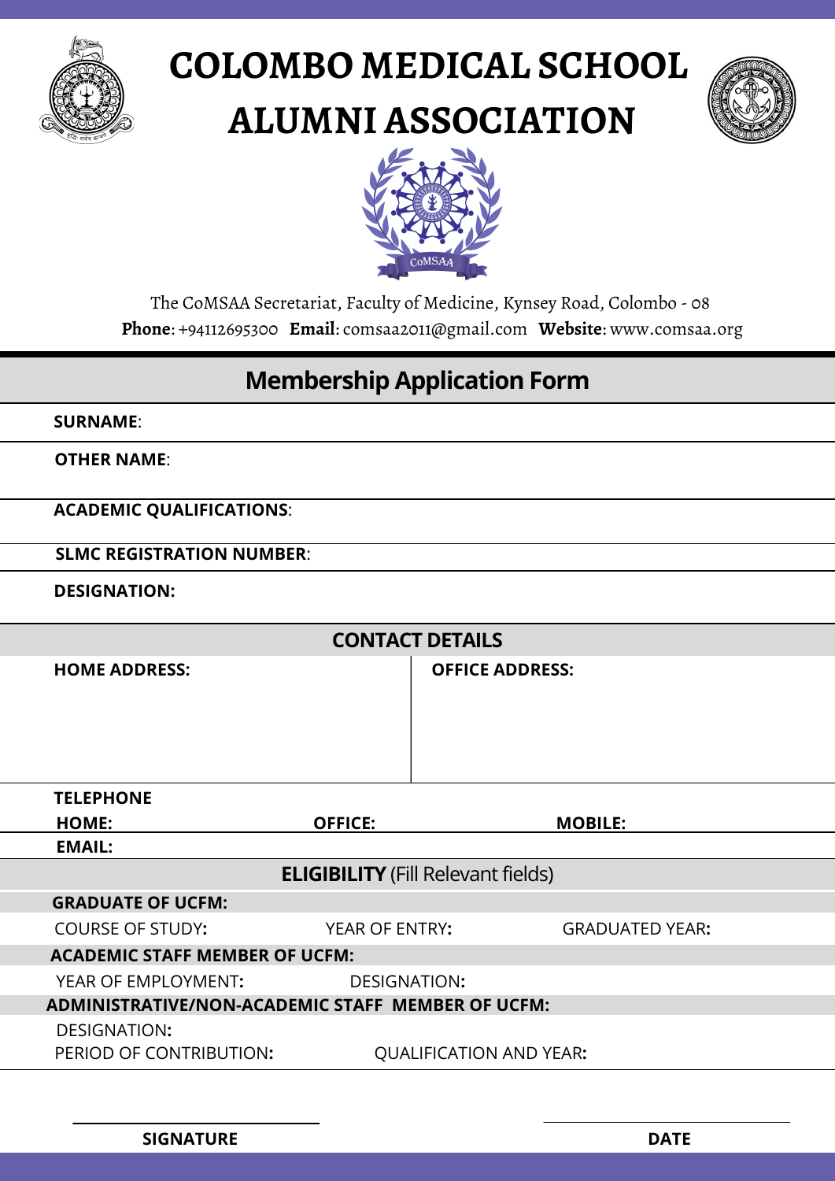# COLOMBO MEDICAL SCHOOL ALUMNI ASSOCIATION

CoMSAA

The CoMSAA Secretariat, Faculty of Medicine, Kynsey Road, Colombo - 08

**Phone**: +94112695300 **Email**: comsaa2011@gmail.com **Website**: www.comsaa.org

## Membership Application Form

**SURNAME**:

**OTHER NAME**:

**ACADEMIC QUALIFICATIONS**:

**SLMC REGISTRATION NUMBER**:

**DESIGNATION:**

### CONTACT DETAILS

| **HOME ADDRESS:** | **OFFICE ADDRESS:** |
|---|---|
| | |

**TELEPHONE**

**HOME:** **OFFICE:** **MOBILE:**

**EMAIL:**

### ELIGIBILITY (Fill Relevant fields)

**GRADUATE OF UCFM:**

COURSE OF STUDY: YEAR OF ENTRY: GRADUATED YEAR:

**ACADEMIC STAFF MEMBER OF UCFM:**

YEAR OF EMPLOYMENT: DESIGNATION:

**ADMINISTRATIVE/NON-ACADEMIC STAFF MEMBER OF UCFM:**

DESIGNATION:

PERIOD OF CONTRIBUTION: QUALIFICATION AND YEAR:

**SIGNATURE** **DATE**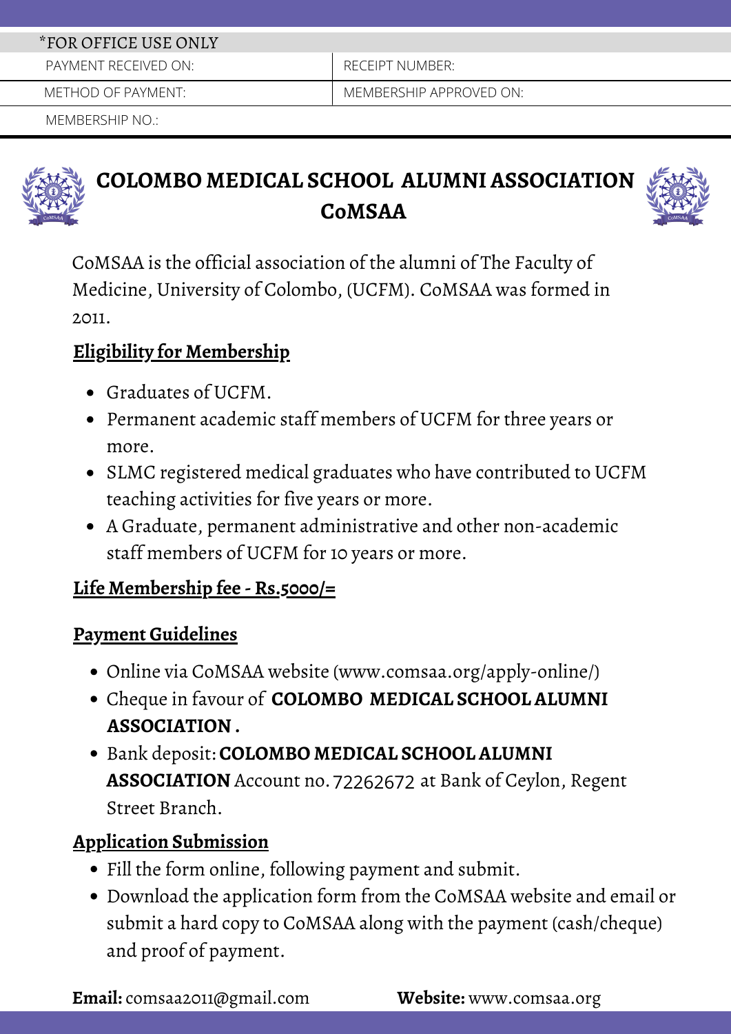*FOR OFFICE USE ONLY

| | |
|---|---|
| PAYMENT RECEIVED ON: | RECEIPT NUMBER: |
| METHOD OF PAYMENT: | MEMBERSHIP APPROVED ON: |
| MEMBERSHIP NO.: | |

# COLOMBO MEDICAL SCHOOL ALUMNI ASSOCIATION CoMSAA

CoMSAA is the official association of the alumni of The Faculty of Medicine, University of Colombo, (UCFM). CoMSAA was formed in 2011.

## Eligibility for Membership

- Graduates of UCFM.
- Permanent academic staff members of UCFM for three years or more.
- SLMC registered medical graduates who have contributed to UCFM teaching activities for five years or more.
- A Graduate, permanent administrative and other non-academic staff members of UCFM for 10 years or more.

## Life Membership fee - Rs.5000/=

## Payment Guidelines

- Online via CoMSAA website (www.comsaa.org/apply-online/)
- Cheque in favour of **COLOMBO MEDICAL SCHOOL ALUMNI ASSOCIATION .**
- Bank deposit: **COLOMBO MEDICAL SCHOOL ALUMNI ASSOCIATION** Account no. 72262672 at Bank of Ceylon, Regent Street Branch.

## Application Submission

- Fill the form online, following payment and submit.
- Download the application form from the CoMSAA website and email or submit a hard copy to CoMSAA along with the payment (cash/cheque) and proof of payment.

**Email:** comsaa2011@gmail.com **Website:** www.comsaa.org